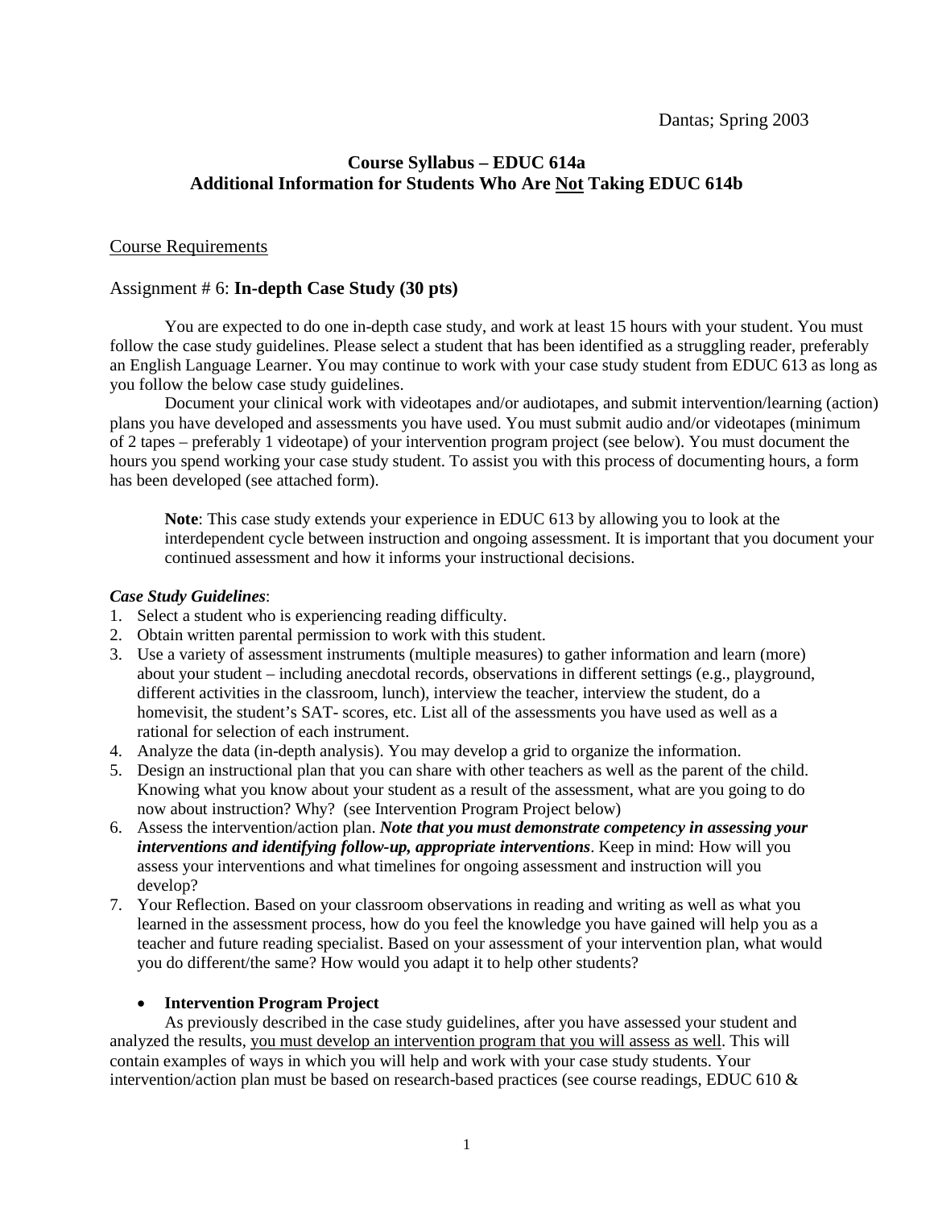Dantas; Spring 2003

## Course Syllabus – EDUC 614a
## Additional Information for Students Who Are <u>Not</u> Taking EDUC 614b

### <u>Course Requirements</u>

### Assignment # 6: **In-depth Case Study (30 pts)**

You are expected to do one in-depth case study, and work at least 15 hours with your student. You must follow the case study guidelines. Please select a student that has been identified as a struggling reader, preferably an English Language Learner. You may continue to work with your case study student from EDUC 613 as long as you follow the below case study guidelines.

Document your clinical work with videotapes and/or audiotapes, and submit intervention/learning (action) plans you have developed and assessments you have used. You must submit audio and/or videotapes (minimum of 2 tapes – preferably 1 videotape) of your intervention program project (see below). You must document the hours you spend working your case study student. To assist you with this process of documenting hours, a form has been developed (see attached form).

> **Note**: This case study extends your experience in EDUC 613 by allowing you to look at the interdependent cycle between instruction and ongoing assessment. It is important that you document your continued assessment and how it informs your instructional decisions.

***Case Study Guidelines***:

1. Select a student who is experiencing reading difficulty.
2. Obtain written parental permission to work with this student.
3. Use a variety of assessment instruments (multiple measures) to gather information and learn (more) about your student – including anecdotal records, observations in different settings (e.g., playground, different activities in the classroom, lunch), interview the teacher, interview the student, do a homevisit, the student's SAT- scores, etc. List all of the assessments you have used as well as a rational for selection of each instrument.
4. Analyze the data (in-depth analysis). You may develop a grid to organize the information.
5. Design an instructional plan that you can share with other teachers as well as the parent of the child. Knowing what you know about your student as a result of the assessment, what are you going to do now about instruction? Why? (see Intervention Program Project below)
6. Assess the intervention/action plan. ***Note that you must demonstrate competency in assessing your interventions and identifying follow-up, appropriate interventions***. Keep in mind: How will you assess your interventions and what timelines for ongoing assessment and instruction will you develop?
7. Your Reflection. Based on your classroom observations in reading and writing as well as what you learned in the assessment process, how do you feel the knowledge you have gained will help you as a teacher and future reading specialist. Based on your assessment of your intervention plan, what would you do different/the same? How would you adapt it to help other students?

- **Intervention Program Project**

As previously described in the case study guidelines, after you have assessed your student and analyzed the results, <u>you must develop an intervention program that you will assess as well</u>. This will contain examples of ways in which you will help and work with your case study students. Your intervention/action plan must be based on research-based practices (see course readings, EDUC 610 &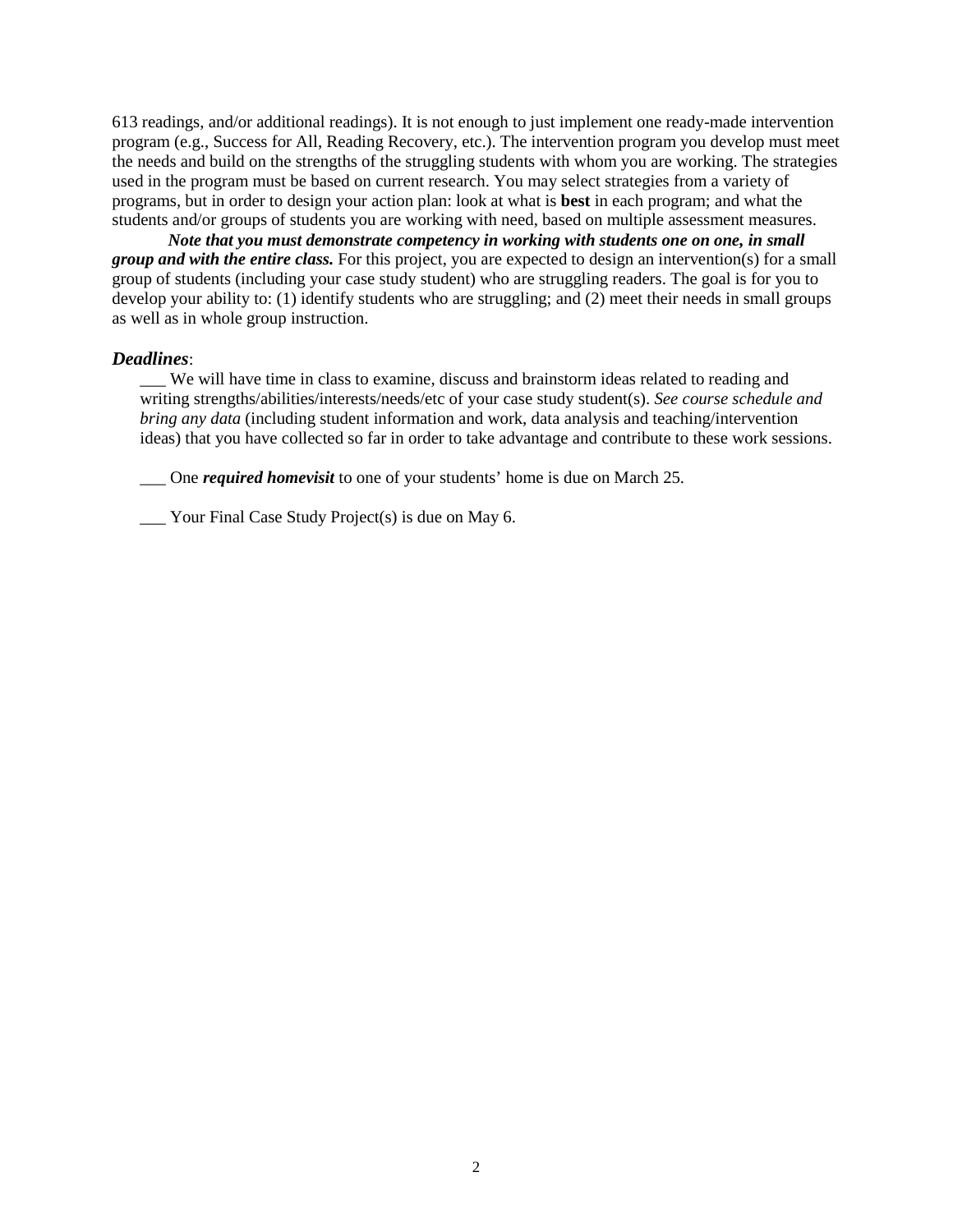613 readings, and/or additional readings). It is not enough to just implement one ready-made intervention program (e.g., Success for All, Reading Recovery, etc.). The intervention program you develop must meet the needs and build on the strengths of the struggling students with whom you are working. The strategies used in the program must be based on current research. You may select strategies from a variety of programs, but in order to design your action plan: look at what is **best** in each program; and what the students and/or groups of students you are working with need, based on multiple assessment measures.

***Note that you must demonstrate competency in working with students one on one, in small group and with the entire class.*** For this project, you are expected to design an intervention(s) for a small group of students (including your case study student) who are struggling readers. The goal is for you to develop your ability to: (1) identify students who are struggling; and (2) meet their needs in small groups as well as in whole group instruction.

***Deadlines***:

___ We will have time in class to examine, discuss and brainstorm ideas related to reading and writing strengths/abilities/interests/needs/etc of your case study student(s). *See course schedule and bring any data* (including student information and work, data analysis and teaching/intervention ideas) that you have collected so far in order to take advantage and contribute to these work sessions.

___ One ***required homevisit*** to one of your students' home is due on March 25.

___ Your Final Case Study Project(s) is due on May 6.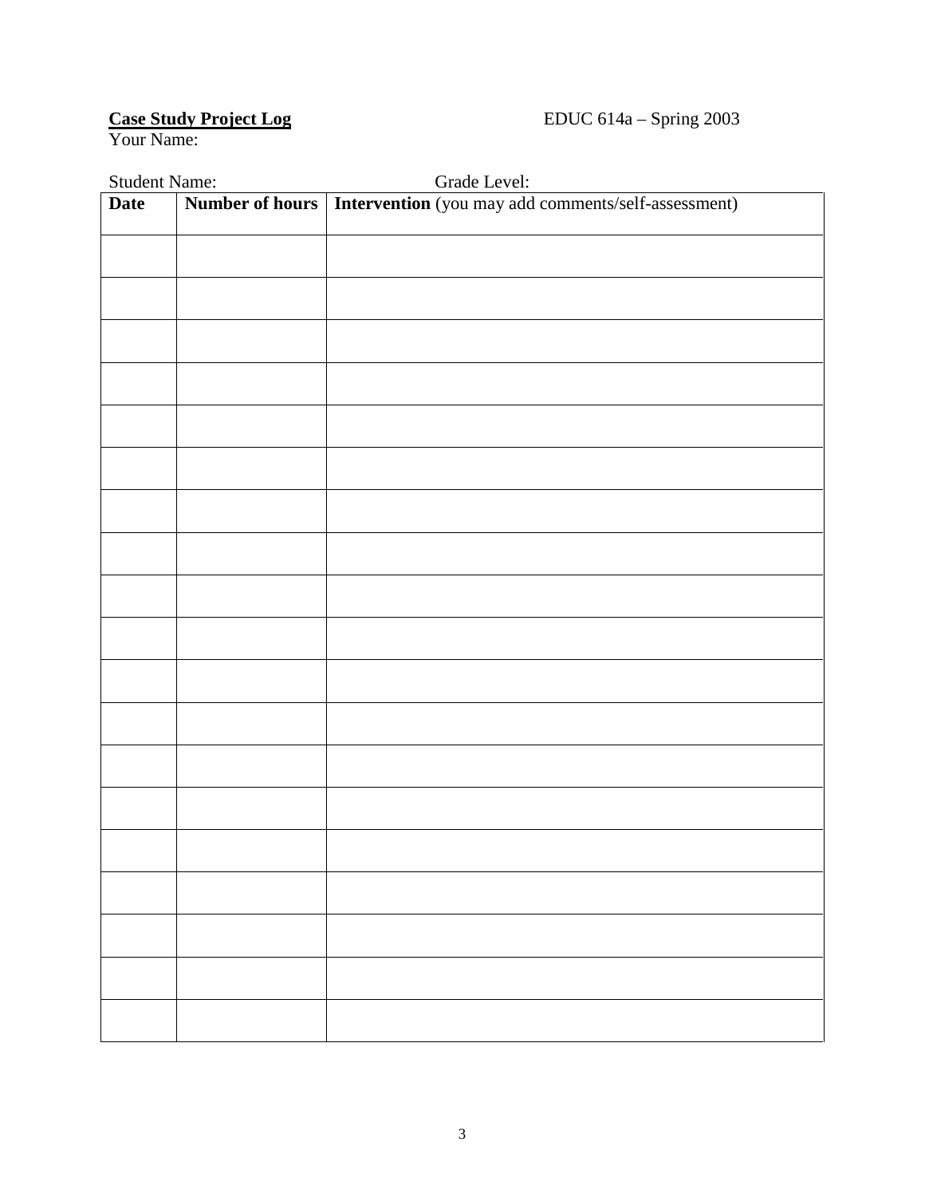**<u>Case Study Project Log</u>** EDUC 614a – Spring 2003

Your Name:

Student Name: Grade Level:

| **Date** | **Number of hours** | **Intervention** (you may add comments/self-assessment) |
|---|---|---|
| | | |
| | | |
| | | |
| | | |
| | | |
| | | |
| | | |
| | | |
| | | |
| | | |
| | | |
| | | |
| | | |
| | | |
| | | |
| | | |
| | | |
| | | |
| | | |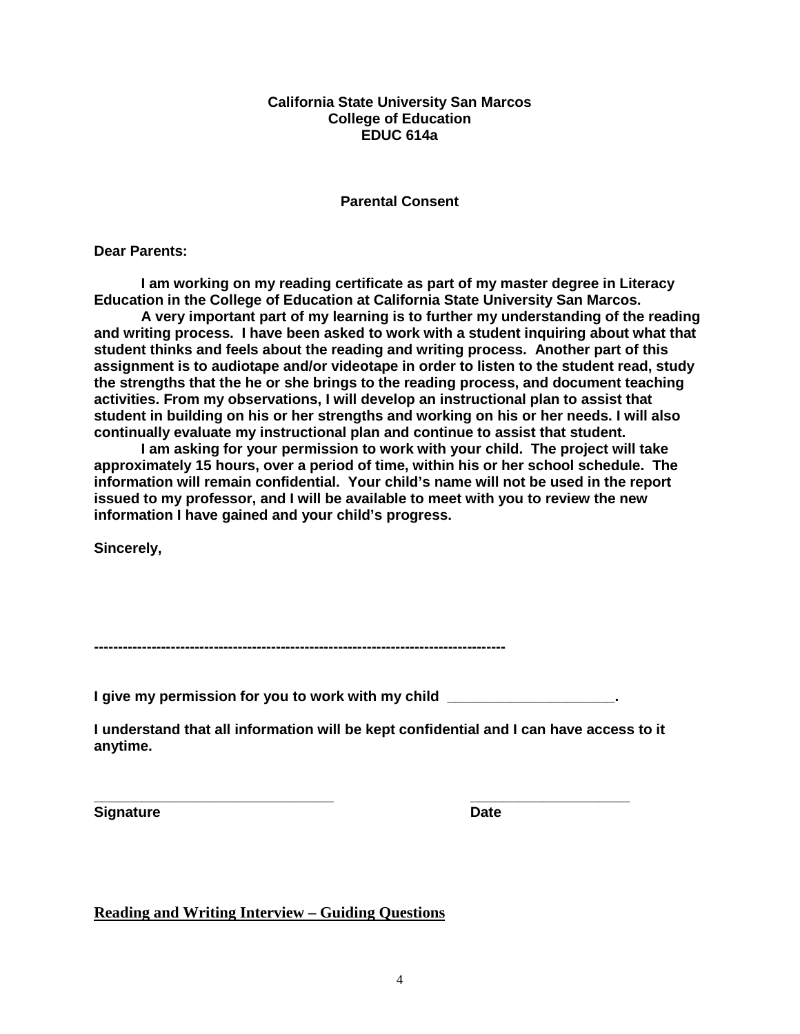**California State University San Marcos**
**College of Education**
**EDUC 614a**

**Parental Consent**

**Dear Parents:**

**I am working on my reading certificate as part of my master degree in Literacy Education in the College of Education at California State University San Marcos.**

**A very important part of my learning is to further my understanding of the reading and writing process. I have been asked to work with a student inquiring about what that student thinks and feels about the reading and writing process. Another part of this assignment is to audiotape and/or videotape in order to listen to the student read, study the strengths that the he or she brings to the reading process, and document teaching activities. From my observations, I will develop an instructional plan to assist that student in building on his or her strengths and working on his or her needs. I will also continually evaluate my instructional plan and continue to assist that student.**

**I am asking for your permission to work with your child. The project will take approximately 15 hours, over a period of time, within his or her school schedule. The information will remain confidential. Your child's name will not be used in the report issued to my professor, and I will be available to meet with you to review the new information I have gained and your child's progress.**

**Sincerely,**

---

**I give my permission for you to work with my child ____________________.**

**I understand that all information will be kept confidential and I can have access to it anytime.**

______________________________　　　　　　____________________
**Signature**　　　　　　　　　　　　　　　　　**Date**

## Reading and Writing Interview – Guiding Questions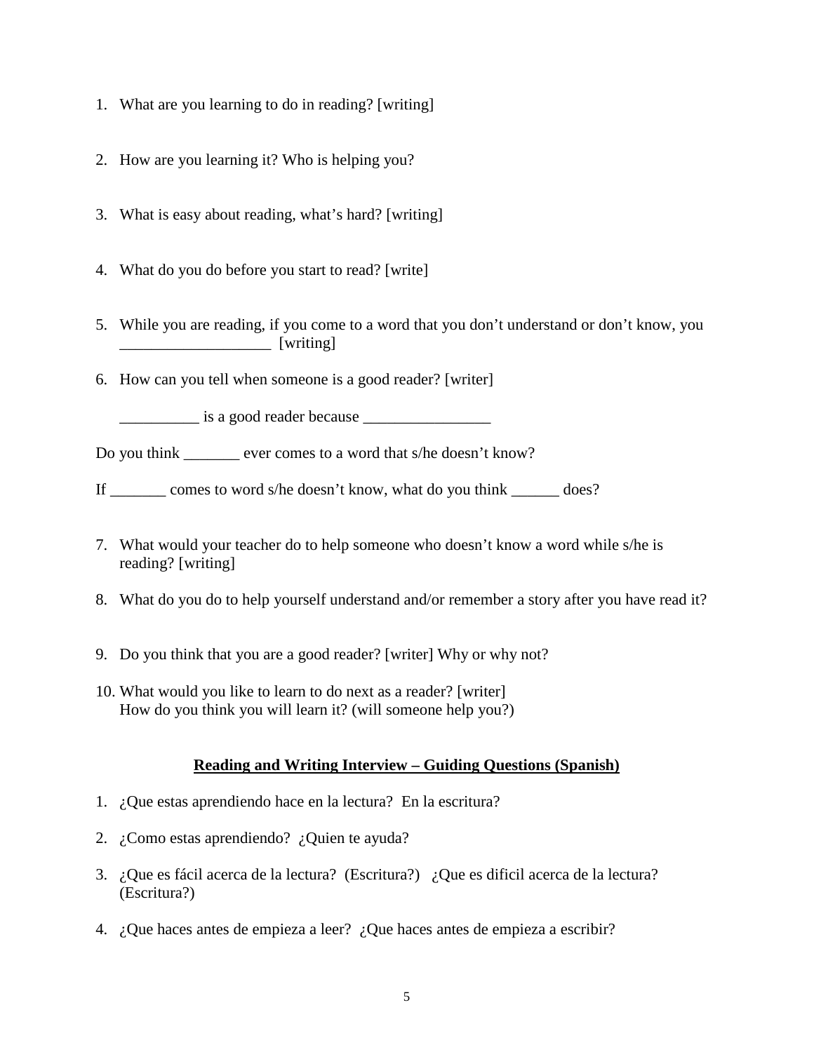1. What are you learning to do in reading? [writing]

2. How are you learning it? Who is helping you?

3. What is easy about reading, what's hard? [writing]

4. What do you do before you start to read? [write]

5. While you are reading, if you come to a word that you don't understand or don't know, you ___________________ [writing]

6. How can you tell when someone is a good reader? [writer]

   __________ is a good reader because ________________

Do you think _______ ever comes to a word that s/he doesn't know?

If _______ comes to word s/he doesn't know, what do you think ______ does?

7. What would your teacher do to help someone who doesn't know a word while s/he is reading? [writing]

8. What do you do to help yourself understand and/or remember a story after you have read it?

9. Do you think that you are a good reader? [writer] Why or why not?

10. What would you like to learn to do next as a reader? [writer]
    How do you think you will learn it? (will someone help you?)

## Reading and Writing Interview – Guiding Questions (Spanish)

1. ¿Que estas aprendiendo hace en la lectura? En la escritura?
2. ¿Como estas aprendiendo? ¿Quien te ayuda?
3. ¿Que es fácil acerca de la lectura? (Escritura?) ¿Que es dificil acerca de la lectura? (Escritura?)
4. ¿Que haces antes de empieza a leer? ¿Que haces antes de empieza a escribir?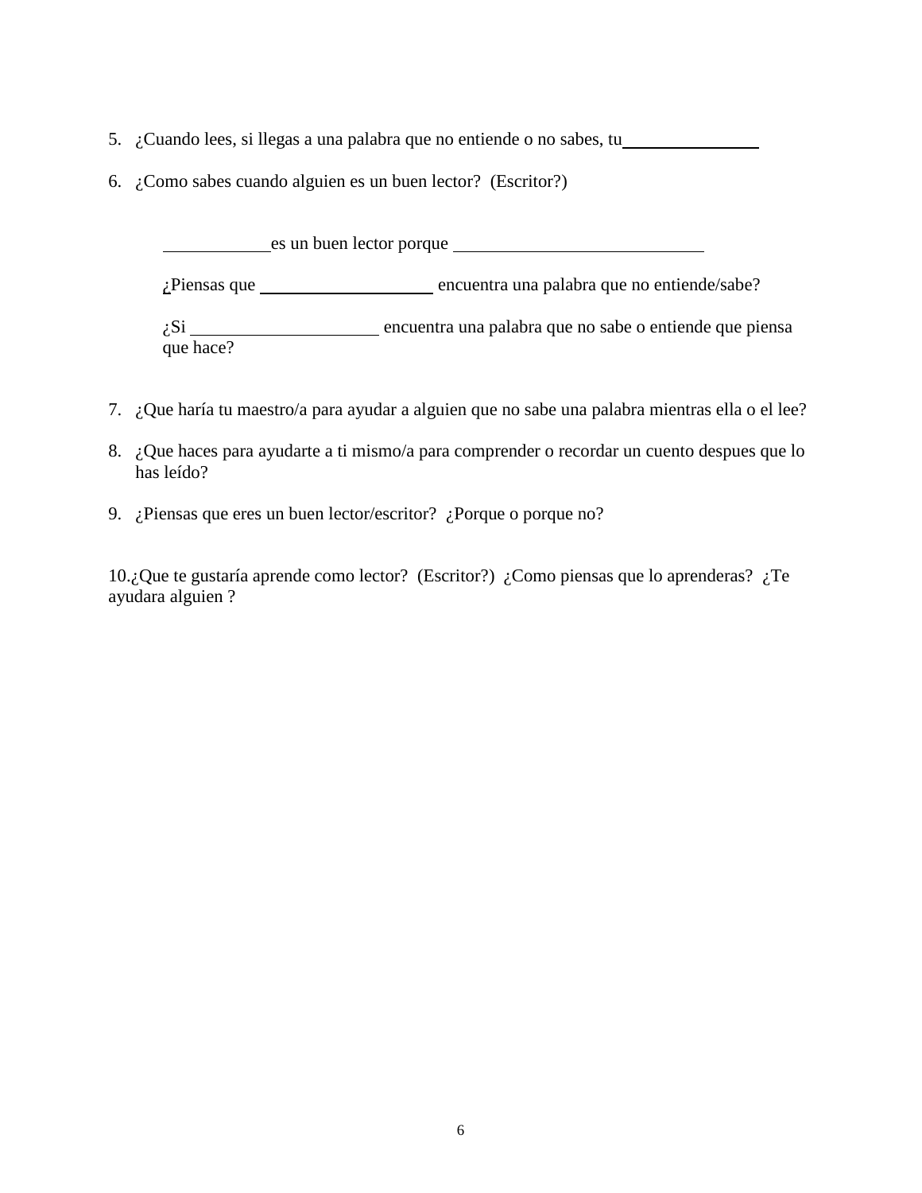5. ¿Cuando lees, si llegas a una palabra que no entiende o no sabes, tu_______________

6. ¿Como sabes cuando alguien es un buen lector? (Escritor?)

   ____________es un buen lector porque ____________________________

   ¿Piensas que ___________________ encuentra una palabra que no entiende/sabe?

   ¿Si _____________________ encuentra una palabra que no sabe o entiende que piensa que hace?

7. ¿Que haría tu maestro/a para ayudar a alguien que no sabe una palabra mientras ella o el lee?

8. ¿Que haces para ayudarte a ti mismo/a para comprender o recordar un cuento despues que lo has leído?

9. ¿Piensas que eres un buen lector/escritor? ¿Porque o porque no?

10.¿Que te gustaría aprende como lector? (Escritor?) ¿Como piensas que lo aprenderas? ¿Te ayudara alguien ?